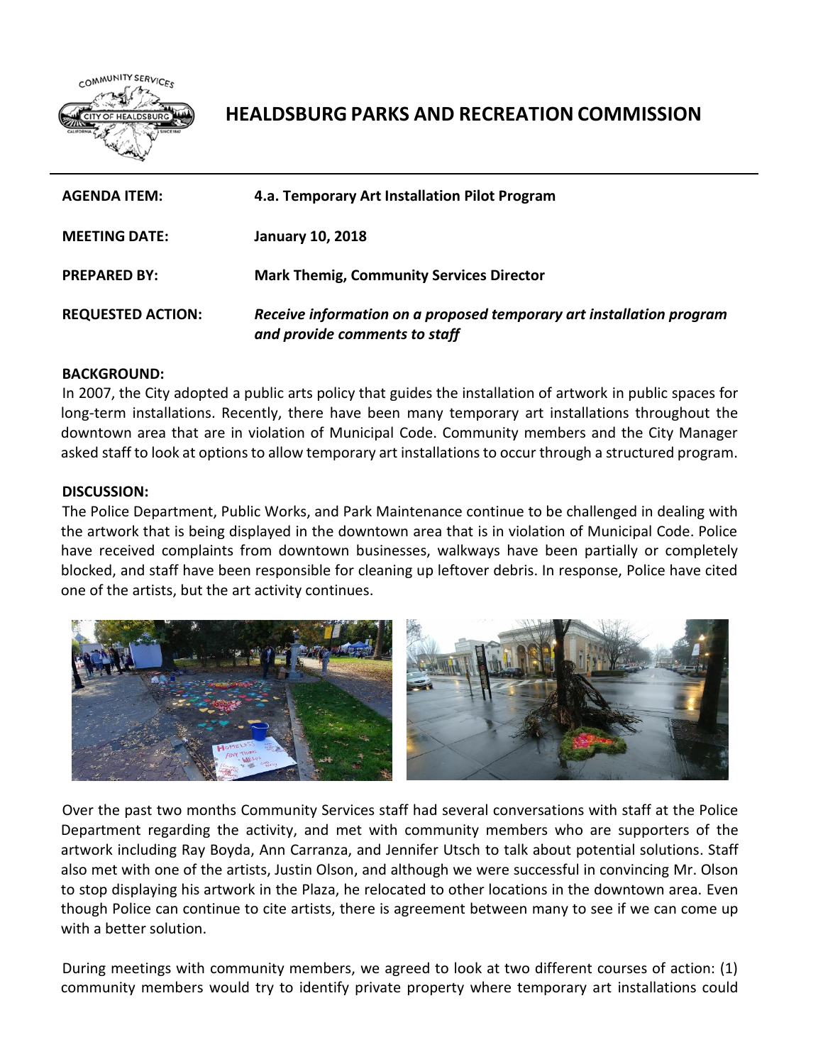# HEALDSBURG PARKS AND RECREATION COMMISSION

| | |
|---|---|
| **AGENDA ITEM:** | **4.a. Temporary Art Installation Pilot Program** |
| **MEETING DATE:** | **January 10, 2018** |
| **PREPARED BY:** | **Mark Themig, Community Services Director** |
| **REQUESTED ACTION:** | ***Receive information on a proposed temporary art installation program and provide comments to staff*** |

**BACKGROUND:**

In 2007, the City adopted a public arts policy that guides the installation of artwork in public spaces for long-term installations. Recently, there have been many temporary art installations throughout the downtown area that are in violation of Municipal Code. Community members and the City Manager asked staff to look at options to allow temporary art installations to occur through a structured program.

**DISCUSSION:**

The Police Department, Public Works, and Park Maintenance continue to be challenged in dealing with the artwork that is being displayed in the downtown area that is in violation of Municipal Code. Police have received complaints from downtown businesses, walkways have been partially or completely blocked, and staff have been responsible for cleaning up leftover debris. In response, Police have cited one of the artists, but the art activity continues.

Over the past two months Community Services staff had several conversations with staff at the Police Department regarding the activity, and met with community members who are supporters of the artwork including Ray Boyda, Ann Carranza, and Jennifer Utsch to talk about potential solutions. Staff also met with one of the artists, Justin Olson, and although we were successful in convincing Mr. Olson to stop displaying his artwork in the Plaza, he relocated to other locations in the downtown area. Even though Police can continue to cite artists, there is agreement between many to see if we can come up with a better solution.

During meetings with community members, we agreed to look at two different courses of action: (1) community members would try to identify private property where temporary art installations could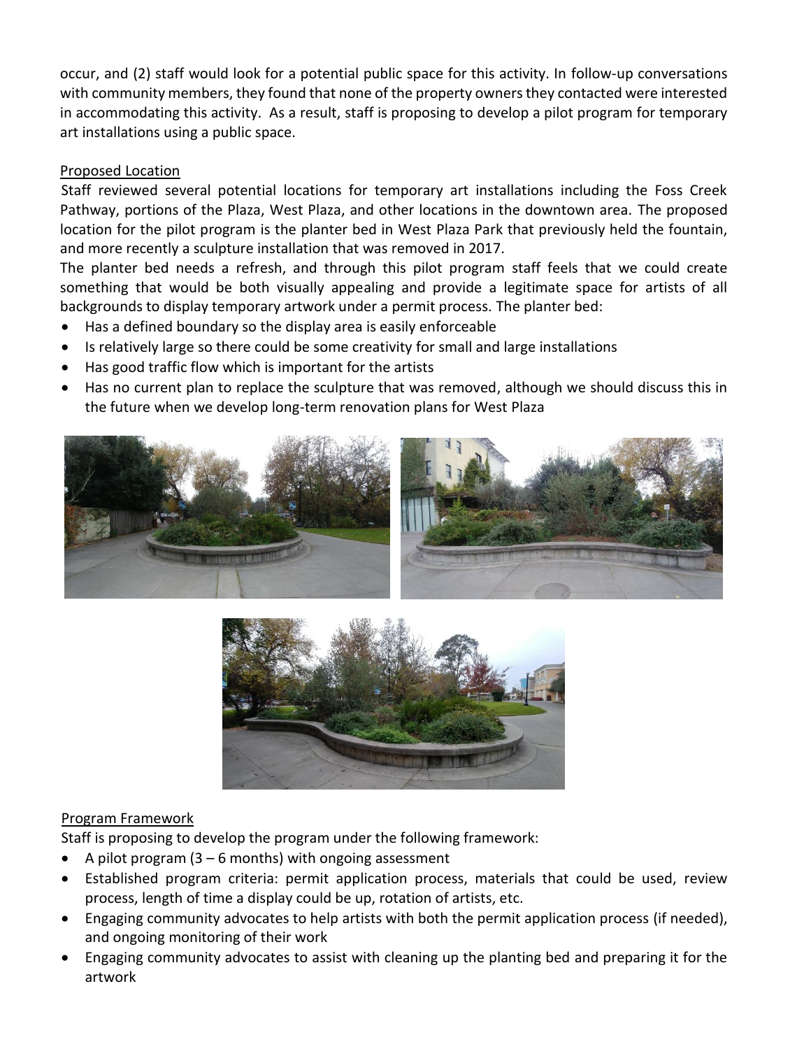occur, and (2) staff would look for a potential public space for this activity. In follow-up conversations with community members, they found that none of the property owners they contacted were interested in accommodating this activity. As a result, staff is proposing to develop a pilot program for temporary art installations using a public space.

Proposed Location

Staff reviewed several potential locations for temporary art installations including the Foss Creek Pathway, portions of the Plaza, West Plaza, and other locations in the downtown area. The proposed location for the pilot program is the planter bed in West Plaza Park that previously held the fountain, and more recently a sculpture installation that was removed in 2017.

The planter bed needs a refresh, and through this pilot program staff feels that we could create something that would be both visually appealing and provide a legitimate space for artists of all backgrounds to display temporary artwork under a permit process. The planter bed:

- Has a defined boundary so the display area is easily enforceable
- Is relatively large so there could be some creativity for small and large installations
- Has good traffic flow which is important for the artists
- Has no current plan to replace the sculpture that was removed, although we should discuss this in the future when we develop long-term renovation plans for West Plaza

Program Framework

Staff is proposing to develop the program under the following framework:

- A pilot program (3 – 6 months) with ongoing assessment
- Established program criteria: permit application process, materials that could be used, review process, length of time a display could be up, rotation of artists, etc.
- Engaging community advocates to help artists with both the permit application process (if needed), and ongoing monitoring of their work
- Engaging community advocates to assist with cleaning up the planting bed and preparing it for the artwork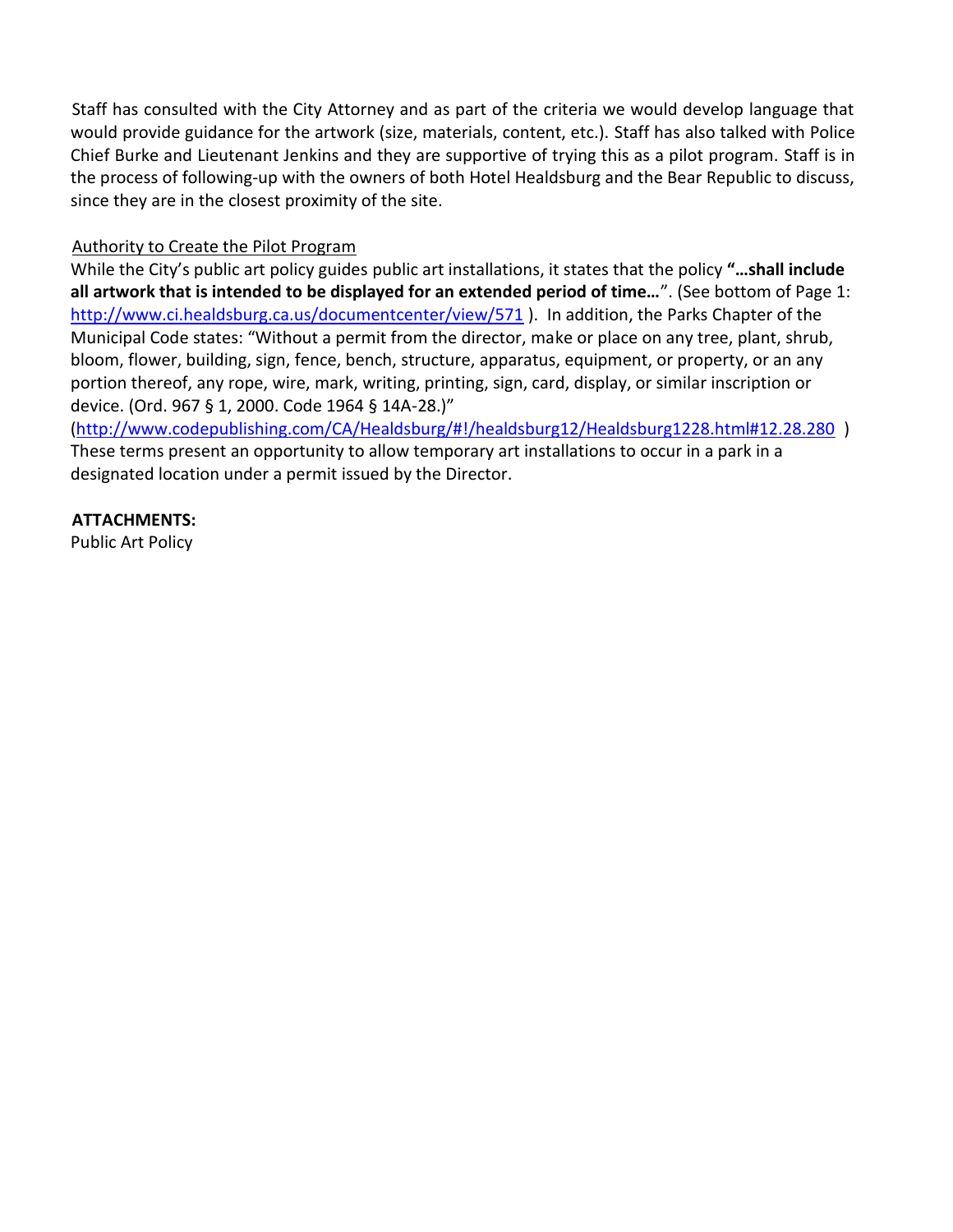Staff has consulted with the City Attorney and as part of the criteria we would develop language that would provide guidance for the artwork (size, materials, content, etc.). Staff has also talked with Police Chief Burke and Lieutenant Jenkins and they are supportive of trying this as a pilot program. Staff is in the process of following-up with the owners of both Hotel Healdsburg and the Bear Republic to discuss, since they are in the closest proximity of the site.

<u>Authority to Create the Pilot Program</u>

While the City's public art policy guides public art installations, it states that the policy **"…shall include all artwork that is intended to be displayed for an extended period of time…"**. (See bottom of Page 1: http://www.ci.healdsburg.ca.us/documentcenter/view/571 ). In addition, the Parks Chapter of the Municipal Code states: "Without a permit from the director, make or place on any tree, plant, shrub, bloom, flower, building, sign, fence, bench, structure, apparatus, equipment, or property, or an any portion thereof, any rope, wire, mark, writing, printing, sign, card, display, or similar inscription or device. (Ord. 967 § 1, 2000. Code 1964 § 14A-28.)"
(http://www.codepublishing.com/CA/Healdsburg/#!/healdsburg12/Healdsburg1228.html#12.28.280 )
These terms present an opportunity to allow temporary art installations to occur in a park in a designated location under a permit issued by the Director.

**ATTACHMENTS:**

Public Art Policy